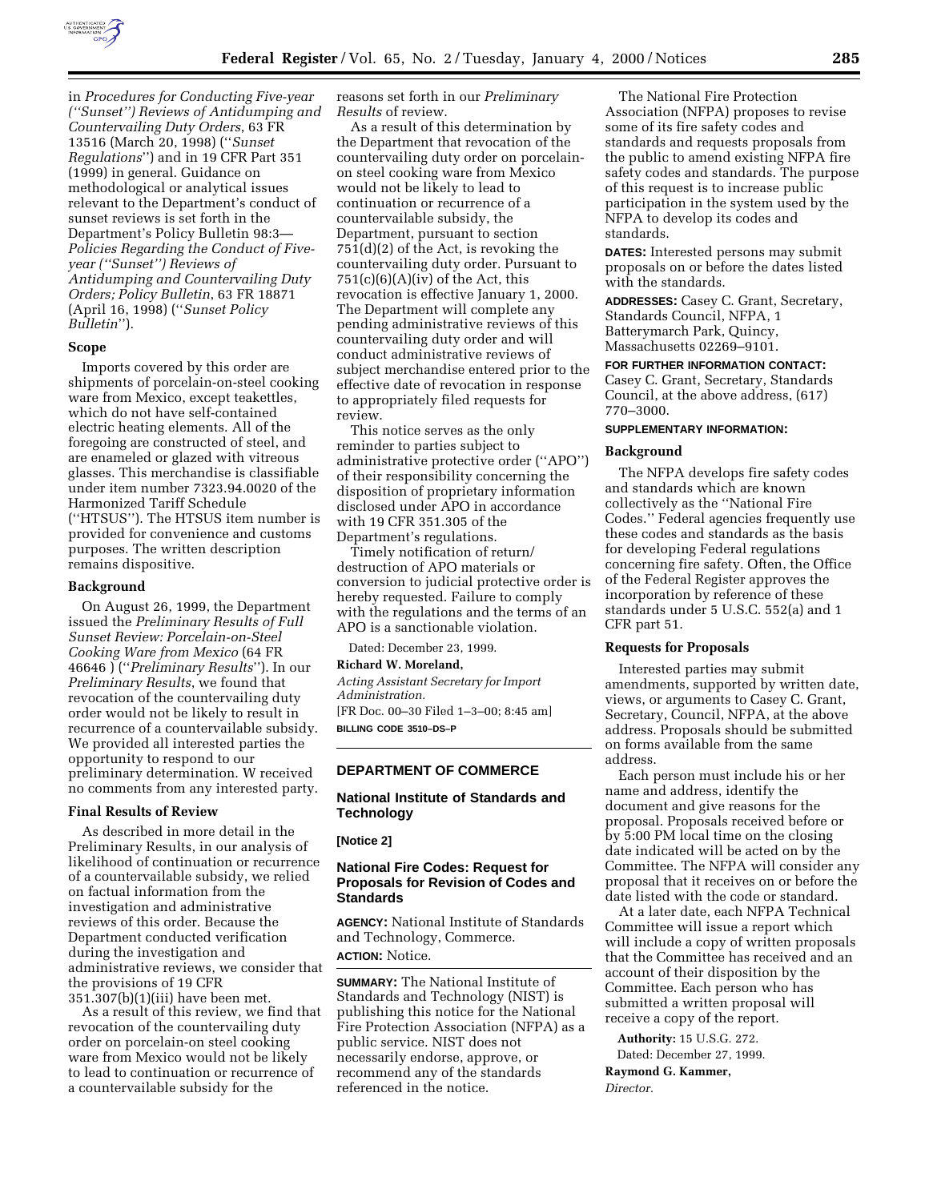in *Procedures for Conducting Five-year (''Sunset'') Reviews of Antidumping and Countervailing Duty Orders*, 63 FR 13516 (March 20, 1998) (''*Sunset Regulations*'') and in 19 CFR Part 351 (1999) in general. Guidance on methodological or analytical issues relevant to the Department's conduct of sunset reviews is set forth in the Department's Policy Bulletin 98:3—*Policies Regarding the Conduct of Five-year (''Sunset'') Reviews of Antidumping and Countervailing Duty Orders; Policy Bulletin*, 63 FR 18871 (April 16, 1998) (''*Sunset Policy Bulletin*'').

**Scope**

Imports covered by this order are shipments of porcelain-on-steel cooking ware from Mexico, except teakettles, which do not have self-contained electric heating elements. All of the foregoing are constructed of steel, and are enameled or glazed with vitreous glasses. This merchandise is classifiable under item number 7323.94.0020 of the Harmonized Tariff Schedule (''HTSUS''). The HTSUS item number is provided for convenience and customs purposes. The written description remains dispositive.

**Background**

On August 26, 1999, the Department issued the *Preliminary Results of Full Sunset Review: Porcelain-on-Steel Cooking Ware from Mexico* (64 FR 46646 ) (''*Preliminary Results*''). In our *Preliminary Results*, we found that revocation of the countervailing duty order would not be likely to result in recurrence of a countervailable subsidy. We provided all interested parties the opportunity to respond to our preliminary determination. W received no comments from any interested party.

**Final Results of Review**

As described in more detail in the Preliminary Results, in our analysis of likelihood of continuation or recurrence of a countervailable subsidy, we relied on factual information from the investigation and administrative reviews of this order. Because the Department conducted verification during the investigation and administrative reviews, we consider that the provisions of 19 CFR 351.307(b)(1)(iii) have been met.

As a result of this review, we find that revocation of the countervailing duty order on porcelain-on steel cooking ware from Mexico would not be likely to lead to continuation or recurrence of a countervailable subsidy for the reasons set forth in our *Preliminary Results* of review.

As a result of this determination by the Department that revocation of the countervailing duty order on porcelain-on steel cooking ware from Mexico would not be likely to lead to continuation or recurrence of a countervailable subsidy, the Department, pursuant to section 751(d)(2) of the Act, is revoking the countervailing duty order. Pursuant to 751(c)(6)(A)(iv) of the Act, this revocation is effective January 1, 2000. The Department will complete any pending administrative reviews of this countervailing duty order and will conduct administrative reviews of subject merchandise entered prior to the effective date of revocation in response to appropriately filed requests for review.

This notice serves as the only reminder to parties subject to administrative protective order (''APO'') of their responsibility concerning the disposition of proprietary information disclosed under APO in accordance with 19 CFR 351.305 of the Department's regulations.

Timely notification of return/destruction of APO materials or conversion to judicial protective order is hereby requested. Failure to comply with the regulations and the terms of an APO is a sanctionable violation.

Dated: December 23, 1999.

**Richard W. Moreland,**

*Acting Assistant Secretary for Import Administration.*

[FR Doc. 00–30 Filed 1–3–00; 8:45 am]

**BILLING CODE 3510–DS–P**

---

## DEPARTMENT OF COMMERCE

### National Institute of Standards and Technology

**[Notice 2]**

### National Fire Codes: Request for Proposals for Revision of Codes and Standards

**AGENCY:** National Institute of Standards and Technology, Commerce.

**ACTION:** Notice.

**SUMMARY:** The National Institute of Standards and Technology (NIST) is publishing this notice for the National Fire Protection Association (NFPA) as a public service. NIST does not necessarily endorse, approve, or recommend any of the standards referenced in the notice.

The National Fire Protection Association (NFPA) proposes to revise some of its fire safety codes and standards and requests proposals from the public to amend existing NFPA fire safety codes and standards. The purpose of this request is to increase public participation in the system used by the NFPA to develop its codes and standards.

**DATES:** Interested persons may submit proposals on or before the dates listed with the standards.

**ADDRESSES:** Casey C. Grant, Secretary, Standards Council, NFPA, 1 Batterymarch Park, Quincy, Massachusetts 02269–9101.

**FOR FURTHER INFORMATION CONTACT:** Casey C. Grant, Secretary, Standards Council, at the above address, (617) 770–3000.

**SUPPLEMENTARY INFORMATION:**

**Background**

The NFPA develops fire safety codes and standards which are known collectively as the ''National Fire Codes.'' Federal agencies frequently use these codes and standards as the basis for developing Federal regulations concerning fire safety. Often, the Office of the Federal Register approves the incorporation by reference of these standards under 5 U.S.C. 552(a) and 1 CFR part 51.

**Requests for Proposals**

Interested parties may submit amendments, supported by written date, views, or arguments to Casey C. Grant, Secretary, Council, NFPA, at the above address. Proposals should be submitted on forms available from the same address.

Each person must include his or her name and address, identify the document and give reasons for the proposal. Proposals received before or by 5:00 PM local time on the closing date indicated will be acted on by the Committee. The NFPA will consider any proposal that it receives on or before the date listed with the code or standard.

At a later date, each NFPA Technical Committee will issue a report which will include a copy of written proposals that the Committee has received and an account of their disposition by the Committee. Each person who has submitted a written proposal will receive a copy of the report.

**Authority:** 15 U.S.G. 272.

Dated: December 27, 1999.

**Raymond G. Kammer,**

*Director.*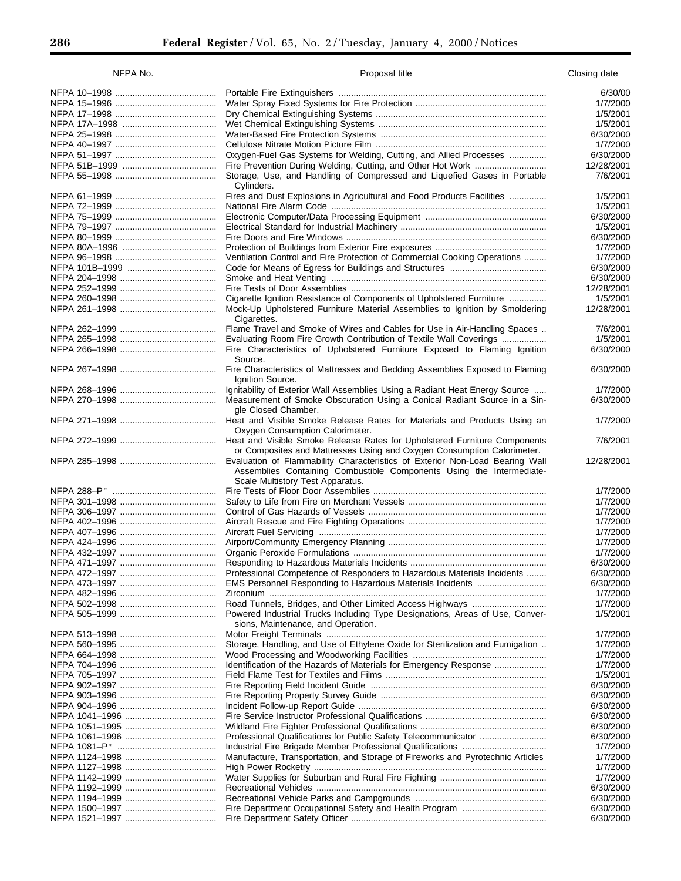| NFPA No. | Proposal title | Closing date |
|---|---|---|
| NFPA 10–1998 | Portable Fire Extinguishers | 6/30/00 |
| NFPA 15–1996 | Water Spray Fixed Systems for Fire Protection | 1/7/2000 |
| NFPA 17–1998 | Dry Chemical Extinguishing Systems | 1/5/2001 |
| NFPA 17A–1998 | Wet Chemical Extinguishing Systems | 1/5/2001 |
| NFPA 25–1998 | Water-Based Fire Protection Systems | 6/30/2000 |
| NFPA 40–1997 | Cellulose Nitrate Motion Picture Film | 1/7/2000 |
| NFPA 51–1997 | Oxygen-Fuel Gas Systems for Welding, Cutting, and Allied Processes | 6/30/2000 |
| NFPA 51B–1999 | Fire Prevention During Welding, Cutting, and Other Hot Work | 12/28/2001 |
| NFPA 55–1998 | Storage, Use, and Handling of Compressed and Liquefied Gases in Portable Cylinders. | 7/6/2001 |
| NFPA 61–1999 | Fires and Dust Explosions in Agricultural and Food Products Facilities | 1/5/2001 |
| NFPA 72–1999 | National Fire Alarm Code | 1/5/2001 |
| NFPA 75–1999 | Electronic Computer/Data Processing Equipment | 6/30/2000 |
| NFPA 79–1997 | Electrical Standard for Industrial Machinery | 1/5/2001 |
| NFPA 80–1999 | Fire Doors and Fire Windows | 6/30/2000 |
| NFPA 80A–1996 | Protection of Buildings from Exterior Fire exposures | 1/7/2000 |
| NFPA 96–1998 | Ventilation Control and Fire Protection of Commercial Cooking Operations | 1/7/2000 |
| NFPA 101B–1999 | Code for Means of Egress for Buildings and Structures | 6/30/2000 |
| NFPA 204–1998 | Smoke and Heat Venting | 6/30/2000 |
| NFPA 252–1999 | Fire Tests of Door Assemblies | 12/28/2001 |
| NFPA 260–1998 | Cigarette Ignition Resistance of Components of Upholstered Furniture | 1/5/2001 |
| NFPA 261–1998 | Mock-Up Upholstered Furniture Material Assemblies to Ignition by Smoldering Cigarettes. | 12/28/2001 |
| NFPA 262–1999 | Flame Travel and Smoke of Wires and Cables for Use in Air-Handling Spaces | 7/6/2001 |
| NFPA 265–1998 | Evaluating Room Fire Growth Contribution of Textile Wall Coverings | 1/5/2001 |
| NFPA 266–1998 | Fire Characteristics of Upholstered Furniture Exposed to Flaming Ignition Source. | 6/30/2000 |
| NFPA 267–1998 | Fire Characteristics of Mattresses and Bedding Assemblies Exposed to Flaming Ignition Source. | 6/30/2000 |
| NFPA 268–1996 | Ignitability of Exterior Wall Assemblies Using a Radiant Heat Energy Source | 1/7/2000 |
| NFPA 270–1998 | Measurement of Smoke Obscuration Using a Conical Radiant Source in a Single Closed Chamber. | 6/30/2000 |
| NFPA 271–1998 | Heat and Visible Smoke Release Rates for Materials and Products Using an Oxygen Consumption Calorimeter. | 1/7/2000 |
| NFPA 272–1999 | Heat and Visible Smoke Release Rates for Upholstered Furniture Components or Composites and Mattresses Using and Oxygen Consumption Calorimeter. | 7/6/2001 |
| NFPA 285–1998 | Evaluation of Flammability Characteristics of Exterior Non-Load Bearing Wall Assemblies Containing Combustible Components Using the Intermediate-Scale Multistory Test Apparatus. | 12/28/2001 |
| NFPA 288–P* | Fire Tests of Floor Door Assemblies | 1/7/2000 |
| NFPA 301–1998 | Safety to Life from Fire on Merchant Vessels | 1/7/2000 |
| NFPA 306–1997 | Control of Gas Hazards of Vessels | 1/7/2000 |
| NFPA 402–1996 | Aircraft Rescue and Fire Fighting Operations | 1/7/2000 |
| NFPA 407–1996 | Aircraft Fuel Servicing | 1/7/2000 |
| NFPA 424–1996 | Airport/Community Emergency Planning | 1/7/2000 |
| NFPA 432–1997 | Organic Peroxide Formulations | 1/7/2000 |
| NFPA 471–1997 | Responding to Hazardous Materials Incidents | 6/30/2000 |
| NFPA 472–1997 | Professional Competence of Responders to Hazardous Materials Incidents | 6/30/2000 |
| NFPA 473–1997 | EMS Personnel Responding to Hazardous Materials Incidents | 6/30/2000 |
| NFPA 482–1996 | Zirconium | 1/7/2000 |
| NFPA 502–1998 | Road Tunnels, Bridges, and Other Limited Access Highways | 1/7/2000 |
| NFPA 505–1999 | Powered Industrial Trucks Including Type Designations, Areas of Use, Conversions, Maintenance, and Operation. | 1/5/2001 |
| NFPA 513–1998 | Motor Freight Terminals | 1/7/2000 |
| NFPA 560–1995 | Storage, Handling, and Use of Ethylene Oxide for Sterilization and Fumigation | 1/7/2000 |
| NFPA 664–1998 | Wood Processing and Woodworking Facilities | 1/7/2000 |
| NFPA 704–1996 | Identification of the Hazards of Materials for Emergency Response | 1/7/2000 |
| NFPA 705–1997 | Field Flame Test for Textiles and Films | 1/5/2001 |
| NFPA 902–1997 | Fire Reporting Field Incident Guide | 6/30/2000 |
| NFPA 903–1996 | Fire Reporting Property Survey Guide | 6/30/2000 |
| NFPA 904–1996 | Incident Follow-up Report Guide | 6/30/2000 |
| NFPA 1041–1996 | Fire Service Instructor Professional Qualifications | 6/30/2000 |
| NFPA 1051–1995 | Wildland Fire Fighter Professional Qualifications | 6/30/2000 |
| NFPA 1061–1996 | Professional Qualifications for Public Safety Telecommunicator | 6/30/2000 |
| NFPA 1081–P* | Industrial Fire Brigade Member Professional Qualifications | 1/7/2000 |
| NFPA 1124–1998 | Manufacture, Transportation, and Storage of Fireworks and Pyrotechnic Articles | 1/7/2000 |
| NFPA 1127–1998 | High Power Rocketry | 1/7/2000 |
| NFPA 1142–1999 | Water Supplies for Suburban and Rural Fire Fighting | 1/7/2000 |
| NFPA 1192–1999 | Recreational Vehicles | 6/30/2000 |
| NFPA 1194–1999 | Recreational Vehicle Parks and Campgrounds | 6/30/2000 |
| NFPA 1500–1997 | Fire Department Occupational Safety and Health Program | 6/30/2000 |
| NFPA 1521–1997 | Fire Department Safety Officer | 6/30/2000 |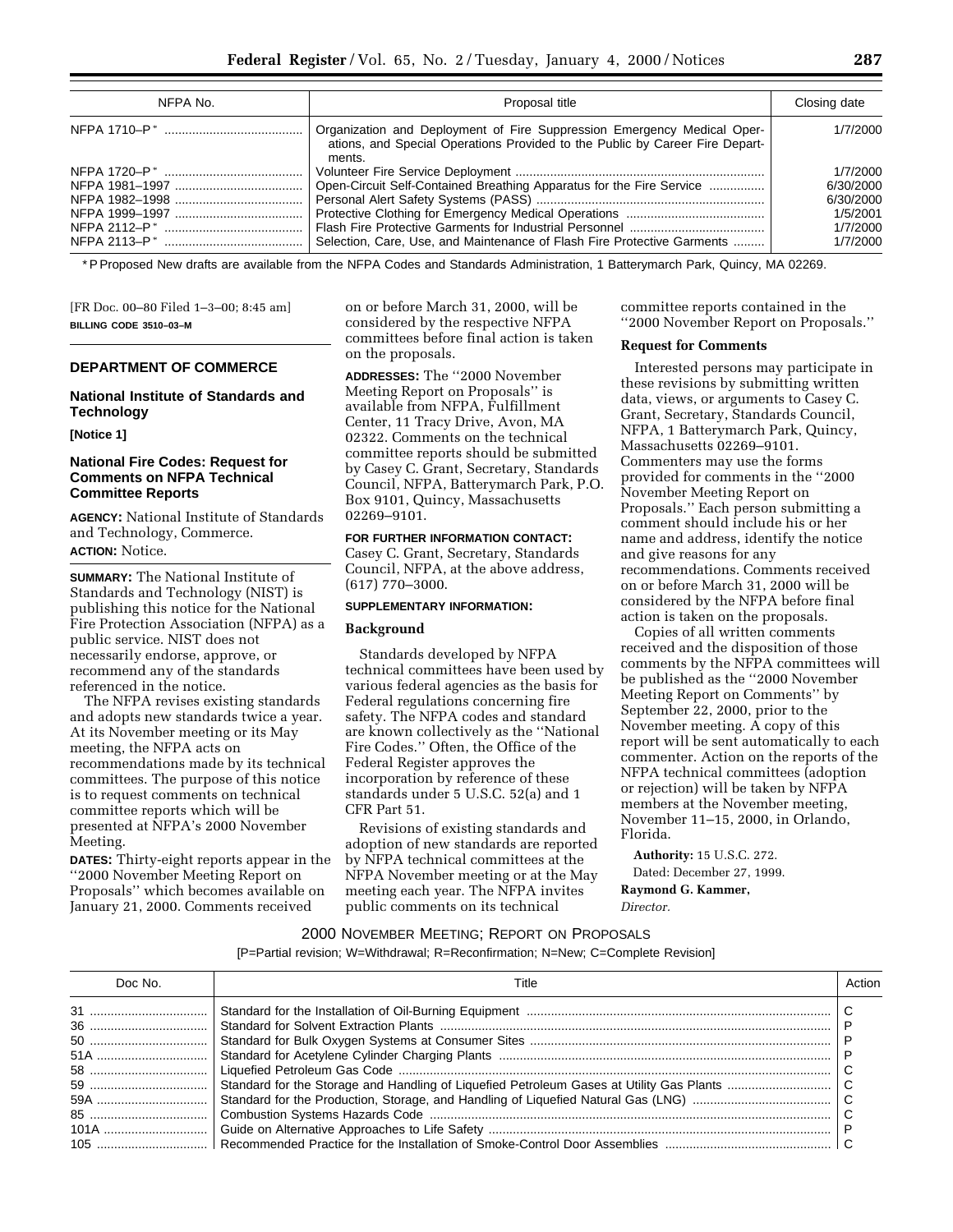| NFPA No. | Proposal title | Closing date |
|---|---|---|
| NFPA 1710–P* | Organization and Deployment of Fire Suppression Emergency Medical Operations and Special Operations Provided to the Public by Career Fire Departments. | 1/7/2000 |
| NFPA 1720–P* | Volunteer Fire Service Deployment | 1/7/2000 |
| NFPA 1981–1997 | Open-Circuit Self-Contained Breathing Apparatus for the Fire Service | 6/30/2000 |
| NFPA 1982–1998 | Personal Alert Safety Systems (PASS) | 6/30/2000 |
| NFPA 1999–1997 | Protective Clothing for Emergency Medical Operations | 1/5/2001 |
| NFPA 2112–P* | Flash Fire Protective Garments for Industrial Personnel | 1/7/2000 |
| NFPA 2113–P* | Selection, Care, Use, and Maintenance of Flash Fire Protective Garments | 1/7/2000 |

*P Proposed New drafts are available from the NFPA Codes and Standards Administration, 1 Batterymarch Park, Quincy, MA 02269.

[FR Doc. 00–80 Filed 1–3–00; 8:45 am]

**BILLING CODE 3510–03–M**

## DEPARTMENT OF COMMERCE

### National Institute of Standards and Technology

**[Notice 1]**

### National Fire Codes: Request for Comments on NFPA Technical Committee Reports

**AGENCY:** National Institute of Standards and Technology, Commerce.

**ACTION:** Notice.

**SUMMARY:** The National Institute of Standards and Technology (NIST) is publishing this notice for the National Fire Protection Association (NFPA) as a public service. NIST does not necessarily endorse, approve, or recommend any of the standards referenced in the notice.

The NFPA revises existing standards and adopts new standards twice a year. At its November meeting or its May meeting, the NFPA acts on recommendations made by its technical committees. The purpose of this notice is to request comments on technical committee reports which will be presented at NFPA's 2000 November Meeting.

**DATES:** Thirty-eight reports appear in the ''2000 November Meeting Report on Proposals'' which becomes available on January 21, 2000. Comments received on or before March 31, 2000, will be considered by the respective NFPA committees before final action is taken on the proposals.

**ADDRESSES:** The ''2000 November Meeting Report on Proposals'' is available from NFPA, Fulfillment Center, 11 Tracy Drive, Avon, MA 02322. Comments on the technical committee reports should be submitted by Casey C. Grant, Secretary, Standards Council, NFPA, Batterymarch Park, P.O. Box 9101, Quincy, Massachusetts 02269–9101.

**FOR FURTHER INFORMATION CONTACT:** Casey C. Grant, Secretary, Standards Council, NFPA, at the above address, (617) 770–3000.

**SUPPLEMENTARY INFORMATION:**

**Background**

Standards developed by NFPA technical committees have been used by various federal agencies as the basis for Federal regulations concerning fire safety. The NFPA codes and standard are known collectively as the ''National Fire Codes.'' Often, the Office of the Federal Register approves the incorporation by reference of these standards under 5 U.S.C. 52(a) and 1 CFR Part 51.

Revisions of existing standards and adoption of new standards are reported by NFPA technical committees at the NFPA November meeting or at the May meeting each year. The NFPA invites public comments on its technical committee reports contained in the ''2000 November Report on Proposals.''

**Request for Comments**

Interested persons may participate in these revisions by submitting written data, views, or arguments to Casey C. Grant, Secretary, Standards Council, NFPA, 1 Batterymarch Park, Quincy, Massachusetts 02269–9101. Commenters may use the forms provided for comments in the ''2000 November Meeting Report on Proposals.'' Each person submitting a comment should include his or her name and address, identify the notice and give reasons for any recommendations. Comments received on or before March 31, 2000 will be considered by the NFPA before final action is taken on the proposals.

Copies of all written comments received and the disposition of those comments by the NFPA committees will be published as the ''2000 November Meeting Report on Comments'' by September 22, 2000, prior to the November meeting. A copy of this report will be sent automatically to each commenter. Action on the reports of the NFPA technical committees (adoption or rejection) will be taken by NFPA members at the November meeting, November 11–15, 2000, in Orlando, Florida.

**Authority:** 15 U.S.C. 272.

Dated: December 27, 1999.

**Raymond G. Kammer,**

*Director.*

2000 NOVEMBER MEETING; REPORT ON PROPOSALS

[P=Partial revision; W=Withdrawal; R=Reconfirmation; N=New; C=Complete Revision]

| Doc No. | Title | Action |
|---|---|---|
| 31 | Standard for the Installation of Oil-Burning Equipment | C |
| 36 | Standard for Solvent Extraction Plants | P |
| 50 | Standard for Bulk Oxygen Systems at Consumer Sites | P |
| 51A | Standard for Acetylene Cylinder Charging Plants | P |
| 58 | Liquefied Petroleum Gas Code | C |
| 59 | Standard for the Storage and Handling of Liquefied Petroleum Gases at Utility Gas Plants | C |
| 59A | Standard for the Production, Storage, and Handling of Liquefied Natural Gas (LNG) | C |
| 85 | Combustion Systems Hazards Code | C |
| 101A | Guide on Alternative Approaches to Life Safety | P |
| 105 | Recommended Practice for the Installation of Smoke-Control Door Assemblies | C |